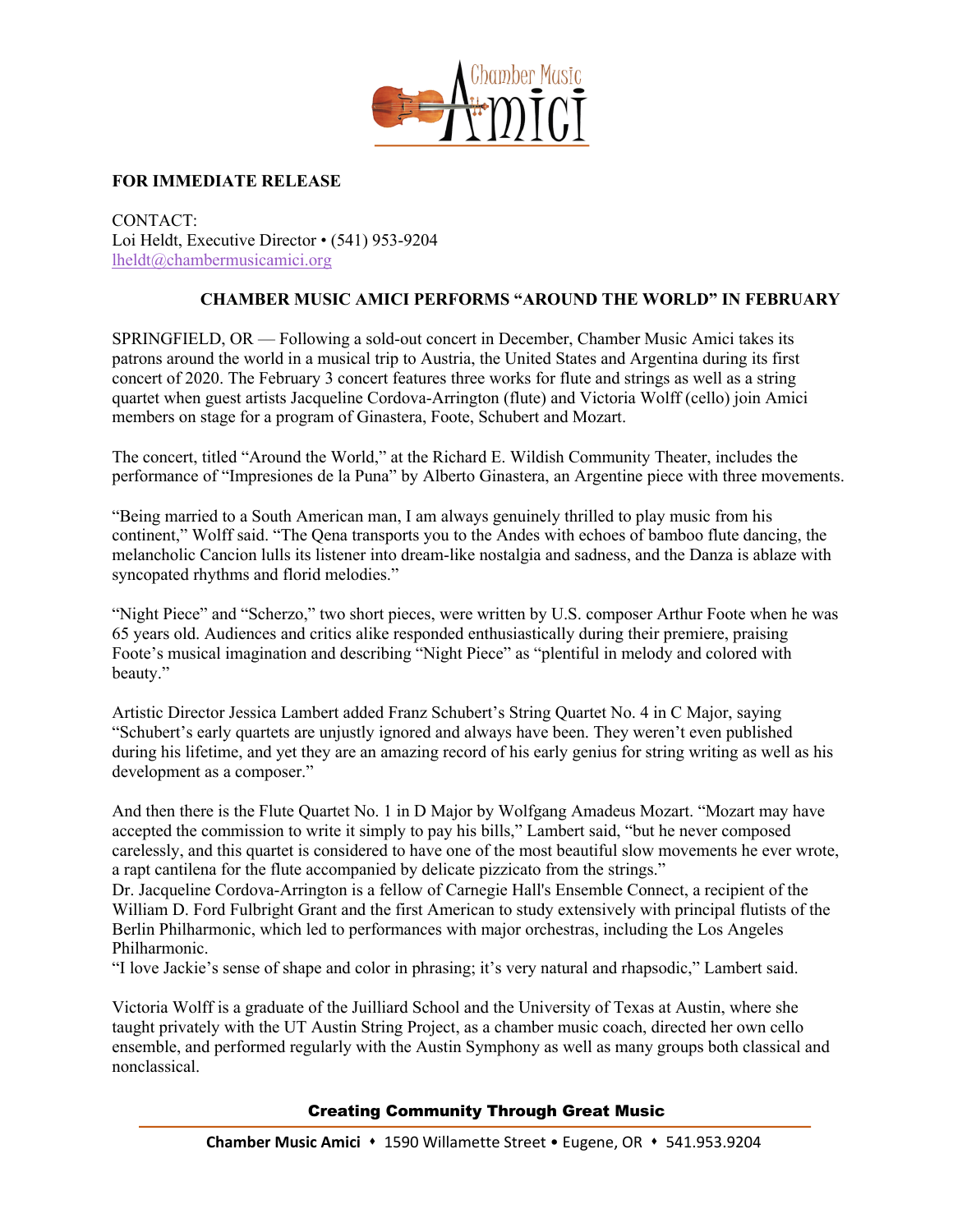**FOR IMMEDIATE RELEASE**

CONTACT:
Loi Heldt, Executive Director • (541) 953-9204
lheldt@chambermusicamici.org

## CHAMBER MUSIC AMICI PERFORMS "AROUND THE WORLD" IN FEBRUARY

SPRINGFIELD, OR — Following a sold-out concert in December, Chamber Music Amici takes its patrons around the world in a musical trip to Austria, the United States and Argentina during its first concert of 2020. The February 3 concert features three works for flute and strings as well as a string quartet when guest artists Jacqueline Cordova-Arrington (flute) and Victoria Wolff (cello) join Amici members on stage for a program of Ginastera, Foote, Schubert and Mozart.

The concert, titled "Around the World," at the Richard E. Wildish Community Theater, includes the performance of "Impresiones de la Puna" by Alberto Ginastera, an Argentine piece with three movements.

"Being married to a South American man, I am always genuinely thrilled to play music from his continent," Wolff said. "The Qena transports you to the Andes with echoes of bamboo flute dancing, the melancholic Cancion lulls its listener into dream-like nostalgia and sadness, and the Danza is ablaze with syncopated rhythms and florid melodies."

"Night Piece" and "Scherzo," two short pieces, were written by U.S. composer Arthur Foote when he was 65 years old. Audiences and critics alike responded enthusiastically during their premiere, praising Foote's musical imagination and describing "Night Piece" as "plentiful in melody and colored with beauty."

Artistic Director Jessica Lambert added Franz Schubert's String Quartet No. 4 in C Major, saying "Schubert's early quartets are unjustly ignored and always have been. They weren't even published during his lifetime, and yet they are an amazing record of his early genius for string writing as well as his development as a composer."

And then there is the Flute Quartet No. 1 in D Major by Wolfgang Amadeus Mozart. "Mozart may have accepted the commission to write it simply to pay his bills," Lambert said, "but he never composed carelessly, and this quartet is considered to have one of the most beautiful slow movements he ever wrote, a rapt cantilena for the flute accompanied by delicate pizzicato from the strings."

Dr. Jacqueline Cordova-Arrington is a fellow of Carnegie Hall's Ensemble Connect, a recipient of the William D. Ford Fulbright Grant and the first American to study extensively with principal flutists of the Berlin Philharmonic, which led to performances with major orchestras, including the Los Angeles Philharmonic.

"I love Jackie's sense of shape and color in phrasing; it's very natural and rhapsodic," Lambert said.

Victoria Wolff is a graduate of the Juilliard School and the University of Texas at Austin, where she taught privately with the UT Austin String Project, as a chamber music coach, directed her own cello ensemble, and performed regularly with the Austin Symphony as well as many groups both classical and nonclassical.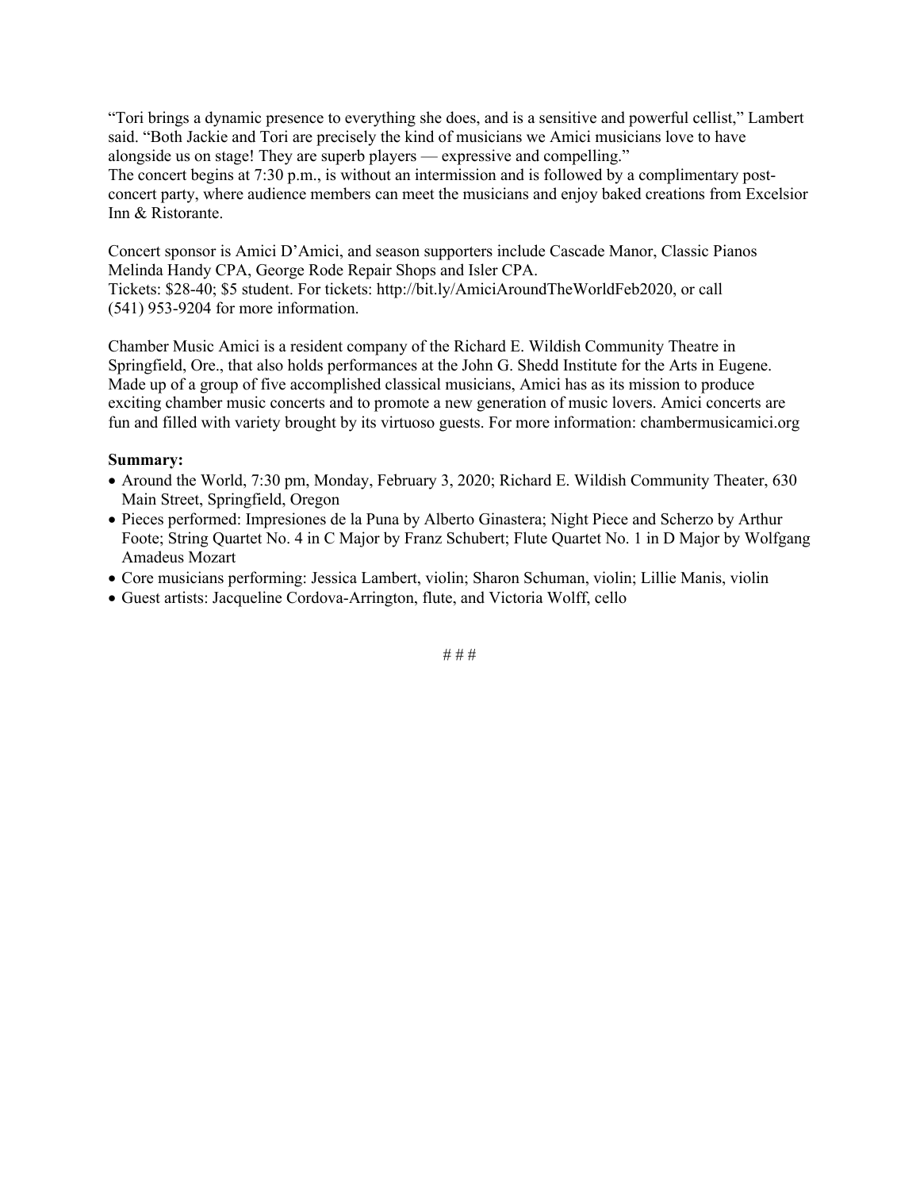"Tori brings a dynamic presence to everything she does, and is a sensitive and powerful cellist," Lambert said. "Both Jackie and Tori are precisely the kind of musicians we Amici musicians love to have alongside us on stage! They are superb players — expressive and compelling."
The concert begins at 7:30 p.m., is without an intermission and is followed by a complimentary post-concert party, where audience members can meet the musicians and enjoy baked creations from Excelsior Inn & Ristorante.

Concert sponsor is Amici D'Amici, and season supporters include Cascade Manor, Classic Pianos Melinda Handy CPA, George Rode Repair Shops and Isler CPA.
Tickets: $28-40; $5 student. For tickets: http://bit.ly/AmiciAroundTheWorldFeb2020, or call (541) 953-9204 for more information.

Chamber Music Amici is a resident company of the Richard E. Wildish Community Theatre in Springfield, Ore., that also holds performances at the John G. Shedd Institute for the Arts in Eugene. Made up of a group of five accomplished classical musicians, Amici has as its mission to produce exciting chamber music concerts and to promote a new generation of music lovers. Amici concerts are fun and filled with variety brought by its virtuoso guests. For more information: chambermusicamici.org

**Summary:**

- Around the World, 7:30 pm, Monday, February 3, 2020; Richard E. Wildish Community Theater, 630 Main Street, Springfield, Oregon
- Pieces performed: Impresiones de la Puna by Alberto Ginastera; Night Piece and Scherzo by Arthur Foote; String Quartet No. 4 in C Major by Franz Schubert; Flute Quartet No. 1 in D Major by Wolfgang Amadeus Mozart
- Core musicians performing: Jessica Lambert, violin; Sharon Schuman, violin; Lillie Manis, violin
- Guest artists: Jacqueline Cordova-Arrington, flute, and Victoria Wolff, cello

# # #